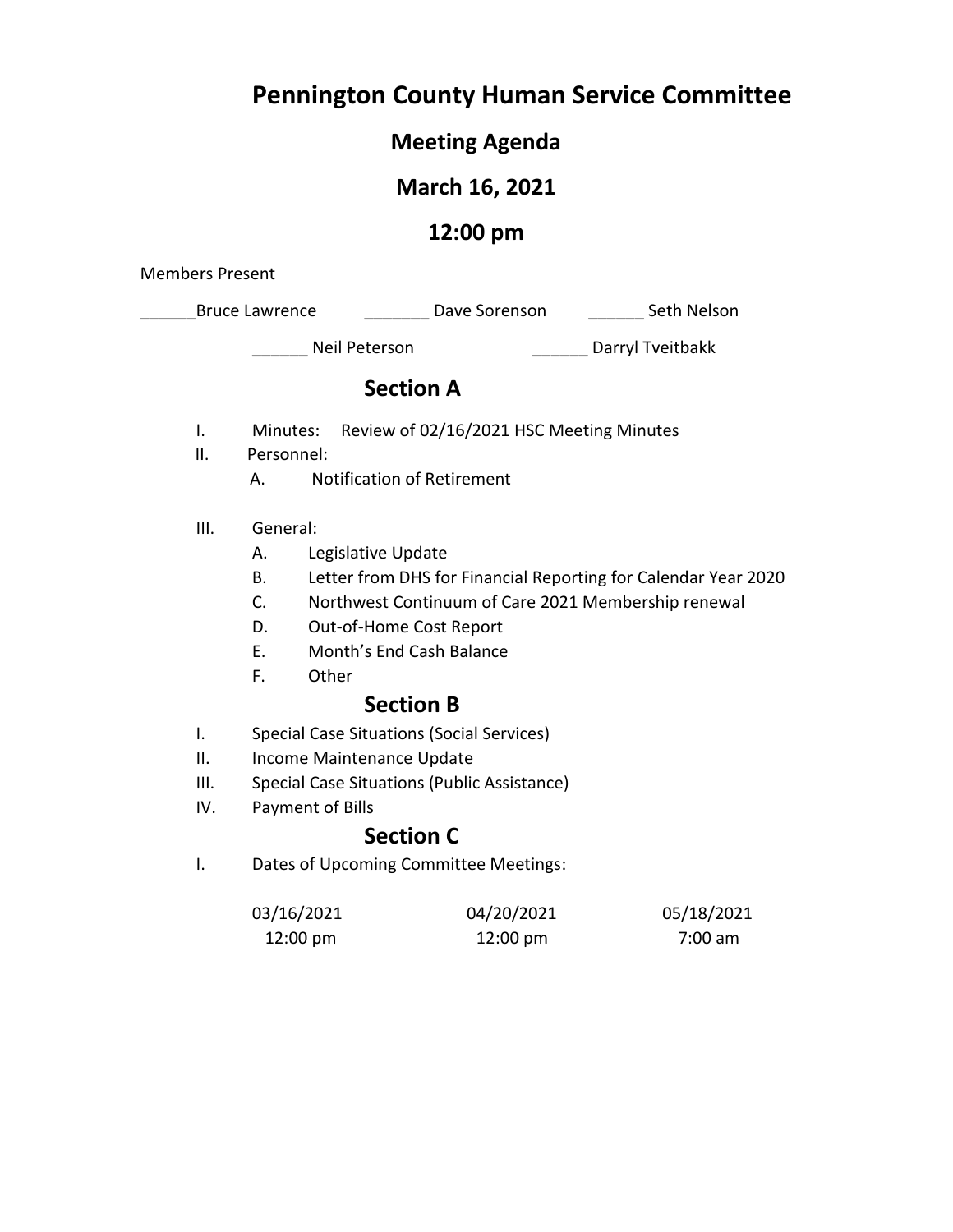# Pennington County Human Service Committee

## Meeting Agenda

## March 16, 2021

## 12:00 pm

Members Present

______Bruce Lawrence _______ Dave Sorenson ______ Seth Nelson

______ Neil Peterson ______ Darryl Tveitbakk

## Section A

I. Minutes: Review of 02/16/2021 HSC Meeting Minutes

II. Personnel:
   A. Notification of Retirement

III. General:
   A. Legislative Update
   B. Letter from DHS for Financial Reporting for Calendar Year 2020
   C. Northwest Continuum of Care 2021 Membership renewal
   D. Out-of-Home Cost Report
   E. Month's End Cash Balance
   F. Other

## Section B

I. Special Case Situations (Social Services)

II. Income Maintenance Update

III. Special Case Situations (Public Assistance)

IV. Payment of Bills

## Section C

I. Dates of Upcoming Committee Meetings:

| 03/16/2021 | 04/20/2021 | 05/18/2021 |
|---|---|---|
| 12:00 pm | 12:00 pm | 7:00 am |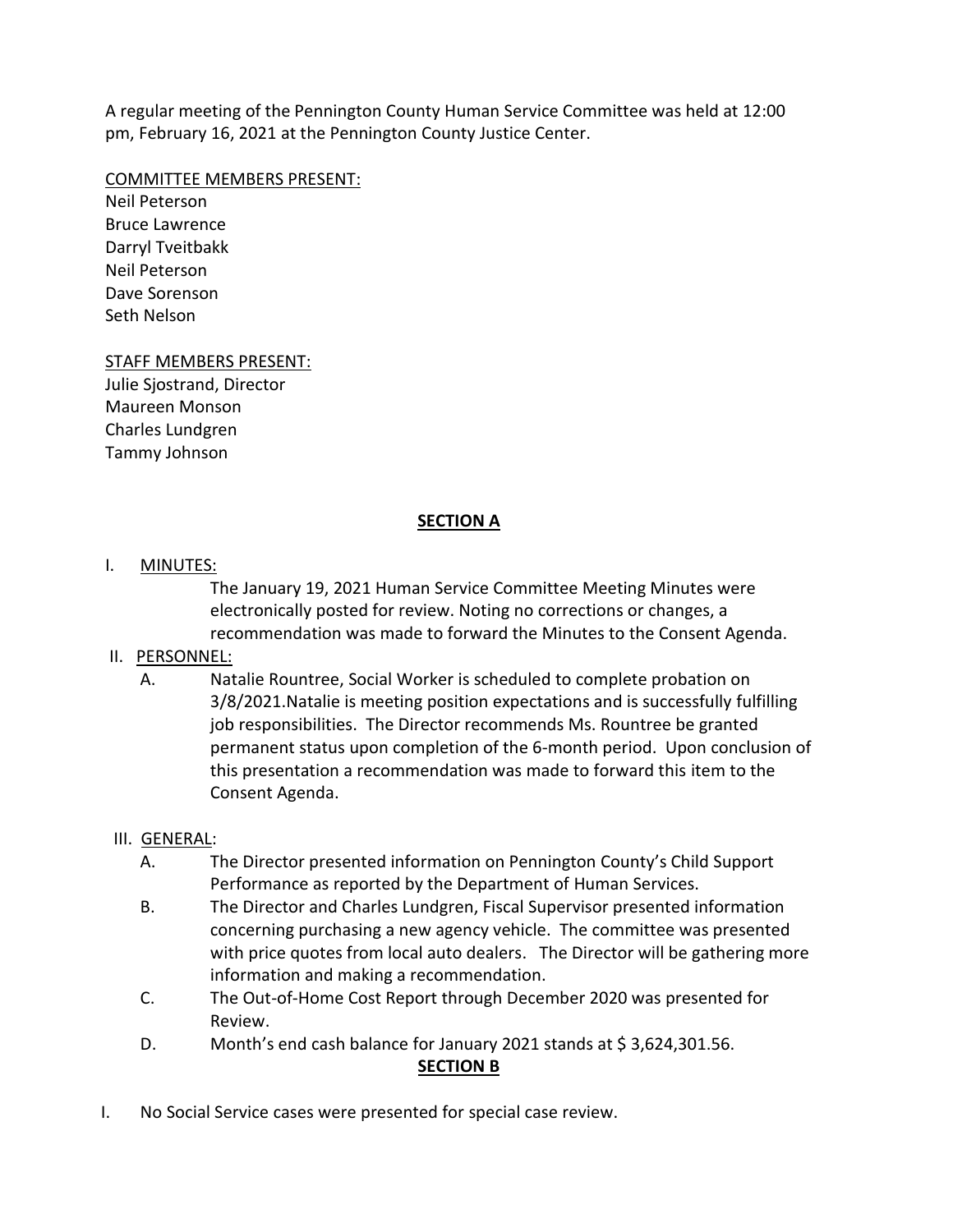A regular meeting of the Pennington County Human Service Committee was held at 12:00 pm, February 16, 2021 at the Pennington County Justice Center.

COMMITTEE MEMBERS PRESENT:
Neil Peterson
Bruce Lawrence
Darryl Tveitbakk
Neil Peterson
Dave Sorenson
Seth Nelson

STAFF MEMBERS PRESENT:
Julie Sjostrand, Director
Maureen Monson
Charles Lundgren
Tammy Johnson

## SECTION A

I. MINUTES:

The January 19, 2021 Human Service Committee Meeting Minutes were electronically posted for review. Noting no corrections or changes, a recommendation was made to forward the Minutes to the Consent Agenda.

II. PERSONNEL:

A. Natalie Rountree, Social Worker is scheduled to complete probation on 3/8/2021.Natalie is meeting position expectations and is successfully fulfilling job responsibilities. The Director recommends Ms. Rountree be granted permanent status upon completion of the 6-month period. Upon conclusion of this presentation a recommendation was made to forward this item to the Consent Agenda.

III. GENERAL:

A. The Director presented information on Pennington County's Child Support Performance as reported by the Department of Human Services.

B. The Director and Charles Lundgren, Fiscal Supervisor presented information concerning purchasing a new agency vehicle. The committee was presented with price quotes from local auto dealers. The Director will be gathering more information and making a recommendation.

C. The Out-of-Home Cost Report through December 2020 was presented for Review.

D. Month's end cash balance for January 2021 stands at $ 3,624,301.56.

## SECTION B

I. No Social Service cases were presented for special case review.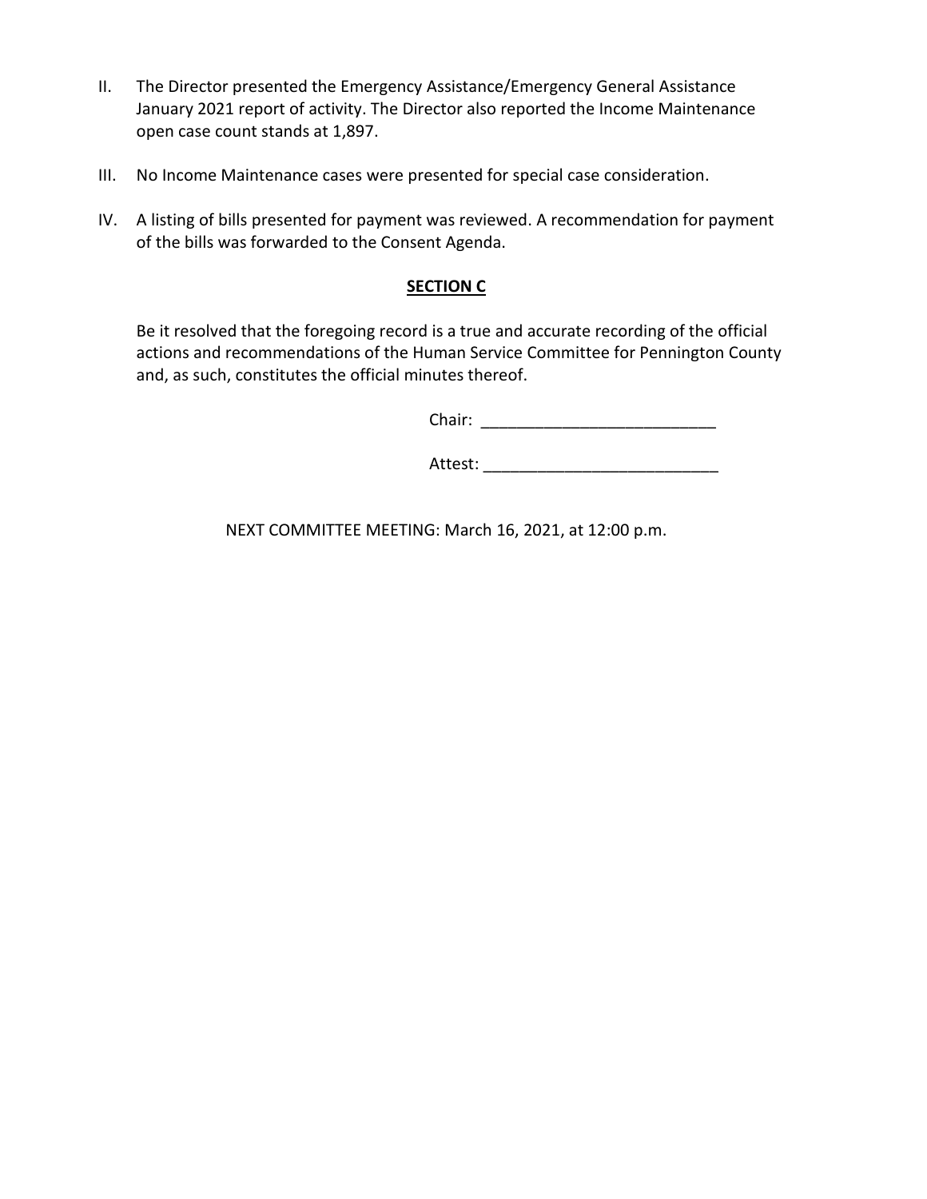II. The Director presented the Emergency Assistance/Emergency General Assistance January 2021 report of activity. The Director also reported the Income Maintenance open case count stands at 1,897.

III. No Income Maintenance cases were presented for special case consideration.

IV. A listing of bills presented for payment was reviewed. A recommendation for payment of the bills was forwarded to the Consent Agenda.

## SECTION C

Be it resolved that the foregoing record is a true and accurate recording of the official actions and recommendations of the Human Service Committee for Pennington County and, as such, constitutes the official minutes thereof.

Chair: __________________________

Attest: __________________________

NEXT COMMITTEE MEETING: March 16, 2021, at 12:00 p.m.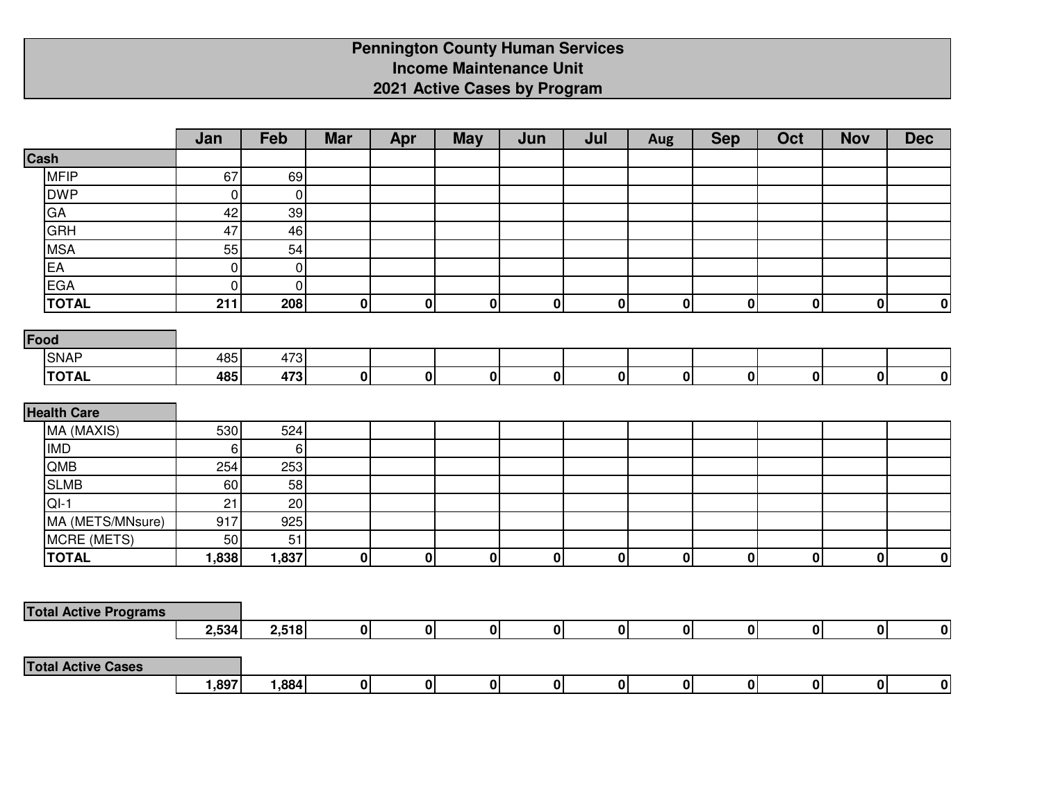# Pennington County Human Services
## Income Maintenance Unit
## 2021 Active Cases by Program

| | Jan | Feb | Mar | Apr | May | Jun | Jul | Aug | Sep | Oct | Nov | Dec |
|---|---|---|---|---|---|---|---|---|---|---|---|---|
| **Cash** | | | | | | | | | | | | |
| MFIP | 67 | 69 | | | | | | | | | | |
| DWP | 0 | 0 | | | | | | | | | | |
| GA | 42 | 39 | | | | | | | | | | |
| GRH | 47 | 46 | | | | | | | | | | |
| MSA | 55 | 54 | | | | | | | | | | |
| EA | 0 | 0 | | | | | | | | | | |
| EGA | 0 | 0 | | | | | | | | | | |
| **TOTAL** | **211** | **208** | **0** | **0** | **0** | **0** | **0** | **0** | **0** | **0** | **0** | **0** |
| **Food** | | | | | | | | | | | | |
| SNAP | 485 | 473 | | | | | | | | | | |
| **TOTAL** | **485** | **473** | **0** | **0** | **0** | **0** | **0** | **0** | **0** | **0** | **0** | **0** |
| **Health Care** | | | | | | | | | | | | |
| MA (MAXIS) | 530 | 524 | | | | | | | | | | |
| IMD | 6 | 6 | | | | | | | | | | |
| QMB | 254 | 253 | | | | | | | | | | |
| SLMB | 60 | 58 | | | | | | | | | | |
| QI-1 | 21 | 20 | | | | | | | | | | |
| MA (METS/MNsure) | 917 | 925 | | | | | | | | | | |
| MCRE (METS) | 50 | 51 | | | | | | | | | | |
| **TOTAL** | **1,838** | **1,837** | **0** | **0** | **0** | **0** | **0** | **0** | **0** | **0** | **0** | **0** |
| **Total Active Programs** | **2,534** | **2,518** | **0** | **0** | **0** | **0** | **0** | **0** | **0** | **0** | **0** | **0** |
| **Total Active Cases** | **1,897** | **1,884** | **0** | **0** | **0** | **0** | **0** | **0** | **0** | **0** | **0** | **0** |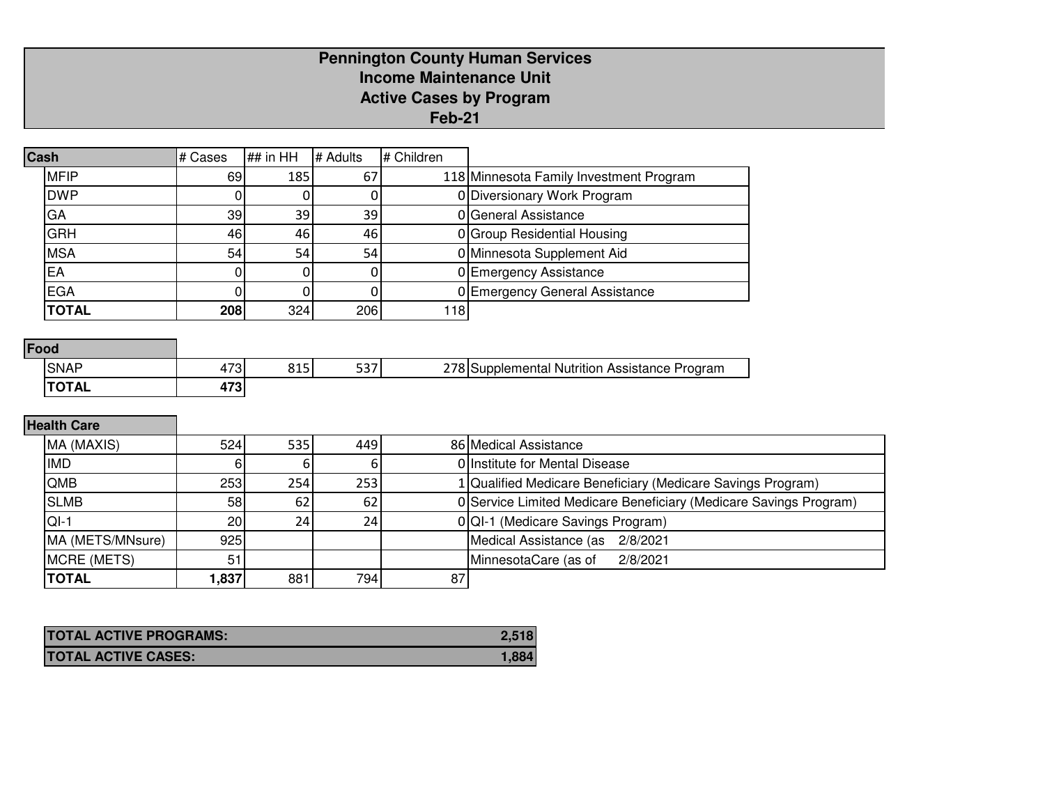# Pennington County Human Services
## Income Maintenance Unit
## Active Cases by Program
## Feb-21

| Cash | # Cases | ## in HH | # Adults | # Children | |
|---|---|---|---|---|---|
| MFIP | 69 | 185 | 67 | 118 | Minnesota Family Investment Program |
| DWP | 0 | 0 | 0 | 0 | Diversionary Work Program |
| GA | 39 | 39 | 39 | 0 | General Assistance |
| GRH | 46 | 46 | 46 | 0 | Group Residential Housing |
| MSA | 54 | 54 | 54 | 0 | Minnesota Supplement Aid |
| EA | 0 | 0 | 0 | 0 | Emergency Assistance |
| EGA | 0 | 0 | 0 | 0 | Emergency General Assistance |
| **TOTAL** | **208** | 324 | 206 | 118 | |

| Food | | | | | |
|---|---|---|---|---|---|
| SNAP | 473 | 815 | 537 | 278 | Supplemental Nutrition Assistance Program |
| **TOTAL** | **473** | | | | |

| Health Care | | | | | |
|---|---|---|---|---|---|
| MA (MAXIS) | 524 | 535 | 449 | 86 | Medical Assistance |
| IMD | 6 | 6 | 6 | 0 | Institute for Mental Disease |
| QMB | 253 | 254 | 253 | 1 | Qualified Medicare Beneficiary (Medicare Savings Program) |
| SLMB | 58 | 62 | 62 | 0 | Service Limited Medicare Beneficiary (Medicare Savings Program) |
| QI-1 | 20 | 24 | 24 | 0 | QI-1 (Medicare Savings Program) |
| MA (METS/MNsure) | 925 | | | | Medical Assistance (as 2/8/2021 |
| MCRE (METS) | 51 | | | | MinnesotaCare (as of 2/8/2021 |
| **TOTAL** | **1,837** | 881 | 794 | 87 | |

| | |
|---|---|
| **TOTAL ACTIVE PROGRAMS:** | **2,518** |
| **TOTAL ACTIVE CASES:** | **1,884** |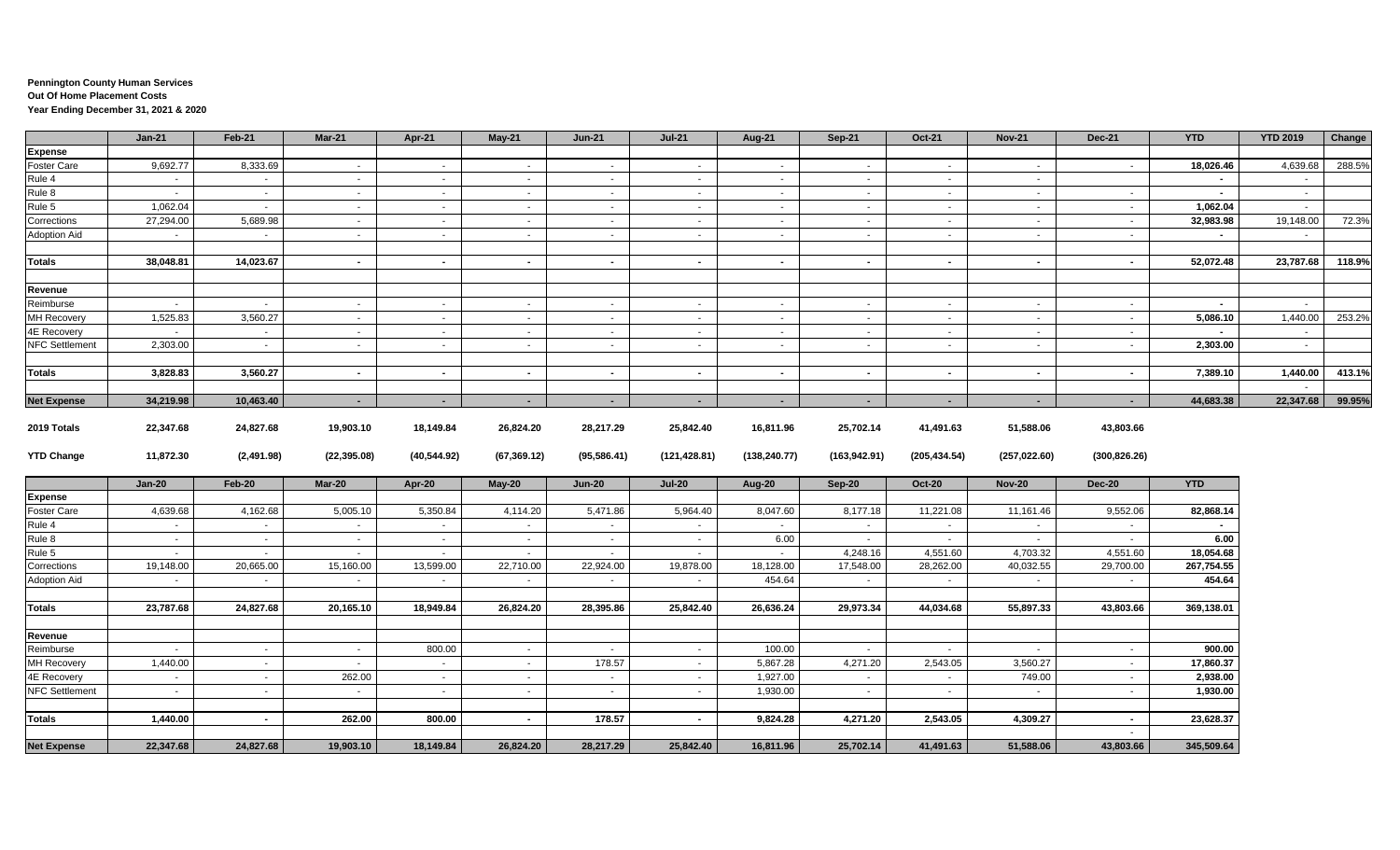**Pennington County Human Services**
**Out Of Home Placement Costs**
**Year Ending December 31, 2021 & 2020**

| | Jan-21 | Feb-21 | Mar-21 | Apr-21 | May-21 | Jun-21 | Jul-21 | Aug-21 | Sep-21 | Oct-21 | Nov-21 | Dec-21 | YTD | YTD 2019 | Change |
|---|---|---|---|---|---|---|---|---|---|---|---|---|---|---|---|
| **Expense** | | | | | | | | | | | | | | | |
| Foster Care | 9,692.77 | 8,333.69 | - | - | - | - | - | - | - | - | - | - | **18,026.46** | 4,639.68 | 288.5% |
| Rule 4 | - | - | - | - | - | - | - | - | - | - | - | | **-** | - | |
| Rule 8 | - | - | - | - | - | - | - | - | - | - | - | - | **-** | - | |
| Rule 5 | 1,062.04 | - | - | - | - | - | - | - | - | - | - | - | **1,062.04** | - | |
| Corrections | 27,294.00 | 5,689.98 | - | - | - | - | - | - | - | - | - | - | **32,983.98** | 19,148.00 | 72.3% |
| Adoption Aid | - | - | - | - | - | - | - | - | - | - | - | - | **-** | - | |
| **Totals** | **38,048.81** | **14,023.67** | **-** | **-** | **-** | **-** | **-** | **-** | **-** | **-** | **-** | **-** | **52,072.48** | **23,787.68** | **118.9%** |
| **Revenue** | | | | | | | | | | | | | | | |
| Reimburse | - | - | - | - | - | - | - | - | - | - | - | - | **-** | - | |
| MH Recovery | 1,525.83 | 3,560.27 | - | - | - | - | - | - | - | - | - | - | **5,086.10** | 1,440.00 | 253.2% |
| 4E Recovery | - | - | - | - | - | - | - | - | - | - | - | - | **-** | - | |
| NFC Settlement | 2,303.00 | - | - | - | - | - | - | - | - | - | - | - | **2,303.00** | - | |
| **Totals** | **3,828.83** | **3,560.27** | **-** | **-** | **-** | **-** | **-** | **-** | **-** | **-** | **-** | **-** | **7,389.10** | **1,440.00** | **413.1%** |
| **Net Expense** | **34,219.98** | **10,463.40** | **-** | **-** | **-** | **-** | **-** | **-** | **-** | **-** | **-** | **-** | **44,683.38** | **22,347.68** | **99.95%** |
| **2019 Totals** | **22,347.68** | **24,827.68** | **19,903.10** | **18,149.84** | **26,824.20** | **28,217.29** | **25,842.40** | **16,811.96** | **25,702.14** | **41,491.63** | **51,588.06** | **43,803.66** | | | |
| **YTD Change** | **11,872.30** | **(2,491.98)** | **(22,395.08)** | **(40,544.92)** | **(67,369.12)** | **(95,586.41)** | **(121,428.81)** | **(138,240.77)** | **(163,942.91)** | **(205,434.54)** | **(257,022.60)** | **(300,826.26)** | | | |

| | Jan-20 | Feb-20 | Mar-20 | Apr-20 | May-20 | Jun-20 | Jul-20 | Aug-20 | Sep-20 | Oct-20 | Nov-20 | Dec-20 | YTD |
|---|---|---|---|---|---|---|---|---|---|---|---|---|---|
| **Expense** | | | | | | | | | | | | | |
| Foster Care | 4,639.68 | 4,162.68 | 5,005.10 | 5,350.84 | 4,114.20 | 5,471.86 | 5,964.40 | 8,047.60 | 8,177.18 | 11,221.08 | 11,161.46 | 9,552.06 | **82,868.14** |
| Rule 4 | - | - | - | - | - | - | - | - | - | - | - | - | **-** |
| Rule 8 | - | - | - | - | - | - | - | 6.00 | - | - | - | - | **6.00** |
| Rule 5 | - | - | - | - | - | - | - | - | 4,248.16 | 4,551.60 | 4,703.32 | 4,551.60 | **18,054.68** |
| Corrections | 19,148.00 | 20,665.00 | 15,160.00 | 13,599.00 | 22,710.00 | 22,924.00 | 19,878.00 | 18,128.00 | 17,548.00 | 28,262.00 | 40,032.55 | 29,700.00 | **267,754.55** |
| Adoption Aid | - | - | - | - | - | - | - | 454.64 | - | - | - | - | **454.64** |
| **Totals** | **23,787.68** | **24,827.68** | **20,165.10** | **18,949.84** | **26,824.20** | **28,395.86** | **25,842.40** | **26,636.24** | **29,973.34** | **44,034.68** | **55,897.33** | **43,803.66** | **369,138.01** |
| **Revenue** | | | | | | | | | | | | | |
| Reimburse | - | - | - | 800.00 | - | - | - | 100.00 | - | - | - | - | **900.00** |
| MH Recovery | 1,440.00 | - | - | - | - | 178.57 | - | 5,867.28 | 4,271.20 | 2,543.05 | 3,560.27 | - | **17,860.37** |
| 4E Recovery | - | - | 262.00 | - | - | - | - | 1,927.00 | - | - | 749.00 | - | **2,938.00** |
| NFC Settlement | - | - | - | - | - | - | - | 1,930.00 | - | - | - | - | **1,930.00** |
| **Totals** | **1,440.00** | **-** | **262.00** | **800.00** | **-** | **178.57** | **-** | **9,824.28** | **4,271.20** | **2,543.05** | **4,309.27** | **-** | **23,628.37** |
| **Net Expense** | **22,347.68** | **24,827.68** | **19,903.10** | **18,149.84** | **26,824.20** | **28,217.29** | **25,842.40** | **16,811.96** | **25,702.14** | **41,491.63** | **51,588.06** | **43,803.66** | **345,509.64** |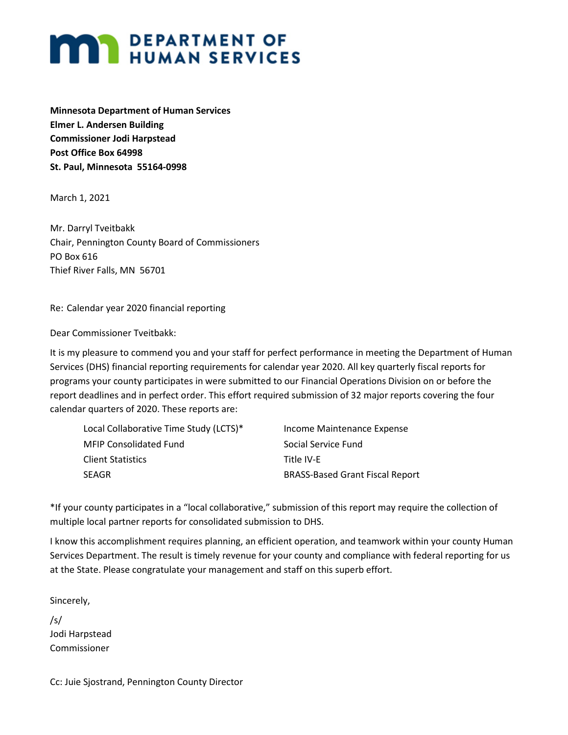# DEPARTMENT OF HUMAN SERVICES

**Minnesota Department of Human Services**
**Elmer L. Andersen Building**
**Commissioner Jodi Harpstead**
**Post Office Box 64998**
**St. Paul, Minnesota 55164-0998**

March 1, 2021

Mr. Darryl Tveitbakk
Chair, Pennington County Board of Commissioners
PO Box 616
Thief River Falls, MN 56701

Re: Calendar year 2020 financial reporting

Dear Commissioner Tveitbakk:

It is my pleasure to commend you and your staff for perfect performance in meeting the Department of Human Services (DHS) financial reporting requirements for calendar year 2020. All key quarterly fiscal reports for programs your county participates in were submitted to our Financial Operations Division on or before the report deadlines and in perfect order. This effort required submission of 32 major reports covering the four calendar quarters of 2020. These reports are:

- Local Collaborative Time Study (LCTS)*
- MFIP Consolidated Fund
- Client Statistics
- SEAGR
- Income Maintenance Expense
- Social Service Fund
- Title IV-E
- BRASS-Based Grant Fiscal Report

*If your county participates in a "local collaborative," submission of this report may require the collection of multiple local partner reports for consolidated submission to DHS.

I know this accomplishment requires planning, an efficient operation, and teamwork within your county Human Services Department. The result is timely revenue for your county and compliance with federal reporting for us at the State. Please congratulate your management and staff on this superb effort.

Sincerely,

/s/
Jodi Harpstead
Commissioner

Cc: Juie Sjostrand, Pennington County Director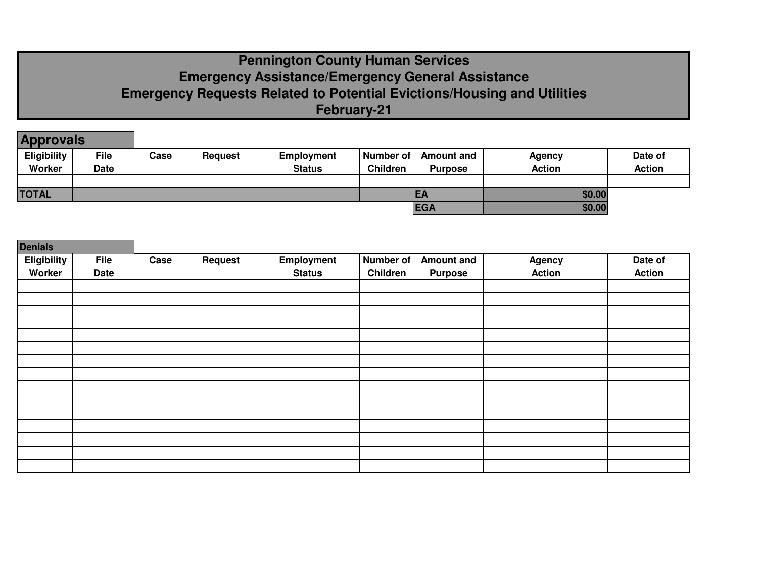# Pennington County Human Services
## Emergency Assistance/Emergency General Assistance
## Emergency Requests Related to Potential Evictions/Housing and Utilities
## February-21

### Approvals

| Eligibility Worker | File Date | Case | Request | Employment Status | Number of Children | Amount and Purpose | Agency Action | Date of Action |
|---|---|---|---|---|---|---|---|---|
| | | | | | | | | |
| TOTAL | | | | | | EA | $0.00 | |
| | | | | | | EGA | $0.00 | |

### Denials

| Eligibility Worker | File Date | Case | Request | Employment Status | Number of Children | Amount and Purpose | Agency Action | Date of Action |
|---|---|---|---|---|---|---|---|---|
| | | | | | | | | |
| | | | | | | | | |
| | | | | | | | | |
| | | | | | | | | |
| | | | | | | | | |
| | | | | | | | | |
| | | | | | | | | |
| | | | | | | | | |
| | | | | | | | | |
| | | | | | | | | |
| | | | | | | | | |
| | | | | | | | | |
| | | | | | | | | |
| | | | | | | | | |
| | | | | | | | | |